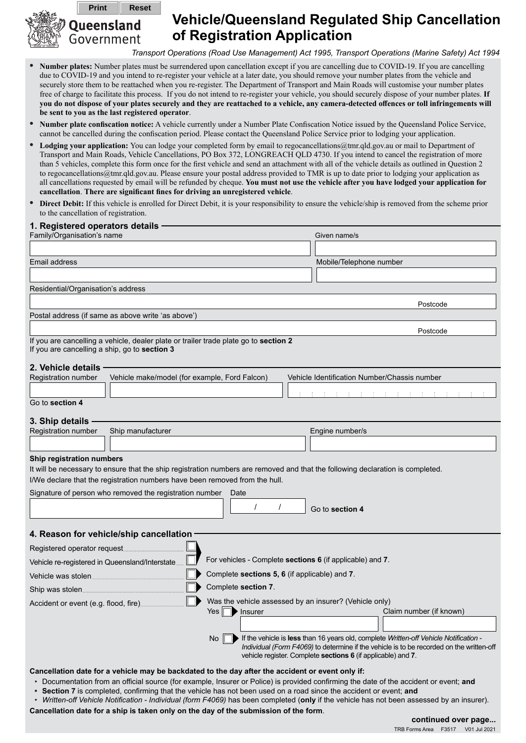Print Reset

Queensland Government

# Vehicle/Queensland Regulated Ship Cancellation of Registration Application

*Transport Operations (Road Use Management) Act 1995, Transport Operations (Marine Safety) Act 1994*

- **Number plates:** Number plates must be surrendered upon cancellation except if you are cancelling due to COVID-19. If you are cancelling due to COVID-19 and you intend to re-register your vehicle at a later date, you should remove your number plates from the vehicle and securely store them to be reattached when you re-register. The Department of Transport and Main Roads will customise your number plates free of charge to facilitate this process. If you do not intend to re-register your vehicle, you should securely dispose of your number plates. **If you do not dispose of your plates securely and they are reattached to a vehicle, any camera-detected offences or toll infringements will be sent to you as the last registered operator**.
- **Number plate confiscation notice:** A vehicle currently under a Number Plate Confiscation Notice issued by the Queensland Police Service, cannot be cancelled during the confiscation period. Please contact the Queensland Police Service prior to lodging your application.
- **Lodging your application:** You can lodge your completed form by email to regocancellations@tmr.qld.gov.au or mail to Department of Transport and Main Roads, Vehicle Cancellations, PO Box 372, LONGREACH QLD 4730. If you intend to cancel the registration of more than 5 vehicles, complete this form once for the first vehicle and send an attachment with all of the vehicle details as outlined in Question 2 to regocancellations@tmr.qld.gov.au. Please ensure your postal address provided to TMR is up to date prior to lodging your application as all cancellations requested by email will be refunded by cheque. **You must not use the vehicle after you have lodged your application for cancellation**. **There are significant fines for driving an unregistered vehicle**.
- **Direct Debit:** If this vehicle is enrolled for Direct Debit, it is your responsibility to ensure the vehicle/ship is removed from the scheme prior to the cancellation of registration.

## 1. Registered operators details

Family/Organisation's name

Given name/s

Email address

Mobile/Telephone number

Residential/Organisation's address

Postcode

Postal address (if same as above write 'as above')

Postcode

If you are cancelling a vehicle, dealer plate or trailer trade plate go to **section 2**
If you are cancelling a ship, go to **section 3**

## 2. Vehicle details

Registration number

Vehicle make/model (for example, Ford Falcon)

Vehicle Identification Number/Chassis number

Go to **section 4**

## 3. Ship details

Registration number

Ship manufacturer

Engine number/s

**Ship registration numbers**

It will be necessary to ensure that the ship registration numbers are removed and that the following declaration is completed.

I/We declare that the registration numbers have been removed from the hull.

Signature of person who removed the registration number

Date / /

Go to **section 4**

## 4. Reason for vehicle/ship cancellation

- Registered operator request ☐
- Vehicle re-registered in Queensland/Interstate ☐

For vehicles - Complete **sections 6** (if applicable) and **7**.

- Vehicle was stolen ☐ Complete **sections 5, 6** (if applicable) and **7**.
- Ship was stolen ☐ Complete **section 7**.
- Accident or event (e.g. flood, fire) ☐ Was the vehicle assessed by an insurer? (Vehicle only)
  - Yes ☐ Insurer ______ Claim number (if known) ______
  - No ☐ If the vehicle is **less** than 16 years old, complete *Written-off Vehicle Notification - Individual (Form F4069)* to determine if the vehicle is to be recorded on the written-off vehicle register. Complete **sections 6** (if applicable) and **7**.

**Cancellation date for a vehicle may be backdated to the day after the accident or event only if:**

- Documentation from an official source (for example, Insurer or Police) is provided confirming the date of the accident or event; **and**
- **Section 7** is completed, confirming that the vehicle has not been used on a road since the accident or event; **and**
- *Written-off Vehicle Notification - Individual (form F4069)* has been completed (**only** if the vehicle has not been assessed by an insurer).

**Cancellation date for a ship is taken only on the day of the submission of the form**.

**continued over page...**

TRB Forms Area F3517 V01 Jul 2021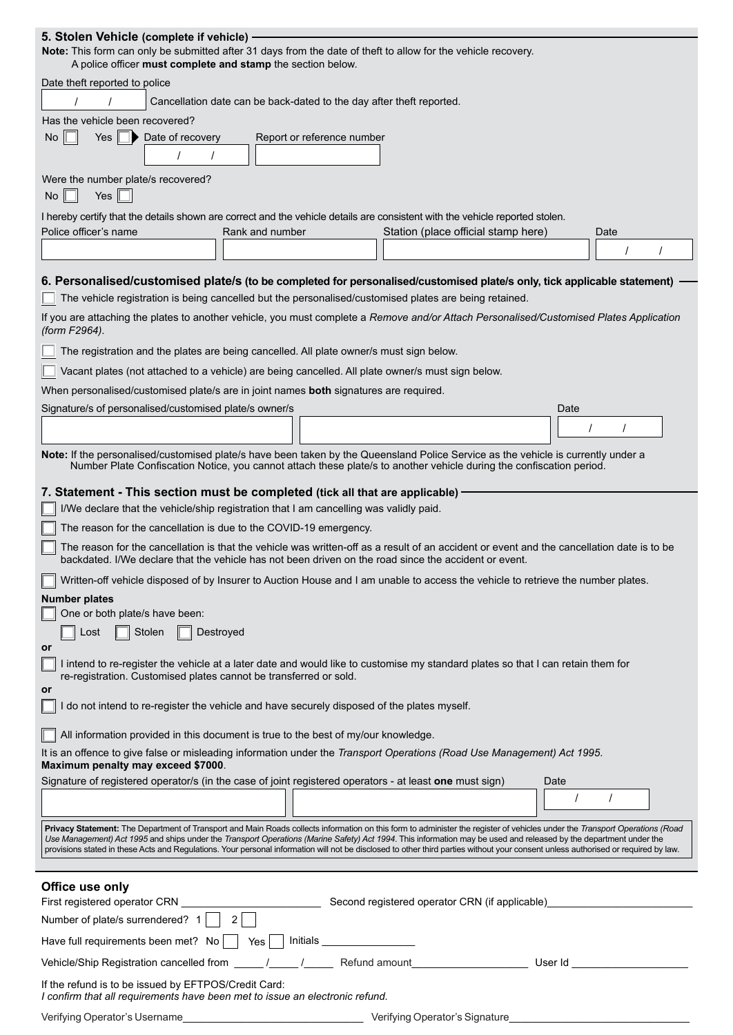## 5. Stolen Vehicle (complete if vehicle)

**Note:** This form can only be submitted after 31 days from the date of theft to allow for the vehicle recovery.
A police officer **must complete and stamp** the section below.

Date theft reported to police

/ / Cancellation date can be back-dated to the day after theft reported.

Has the vehicle been recovered?

No ☐ Yes ☐ ▶ Date of recovery / / Report or reference number

Were the number plate/s recovered?

No ☐ Yes ☐

I hereby certify that the details shown are correct and the vehicle details are consistent with the vehicle reported stolen.

| Police officer's name | Rank and number | Station (place official stamp here) | Date |
|---|---|---|---|
| | | | / / |

## 6. Personalised/customised plate/s (to be completed for personalised/customised plate/s only, tick applicable statement)

☐ The vehicle registration is being cancelled but the personalised/customised plates are being retained.

If you are attaching the plates to another vehicle, you must complete a *Remove and/or Attach Personalised/Customised Plates Application (form F2964)*.

☐ The registration and the plates are being cancelled. All plate owner/s must sign below.

☐ Vacant plates (not attached to a vehicle) are being cancelled. All plate owner/s must sign below.

When personalised/customised plate/s are in joint names **both** signatures are required.

| Signature/s of personalised/customised plate/s owner/s | | Date |
|---|---|---|
| | | / / |

**Note:** If the personalised/customised plate/s have been taken by the Queensland Police Service as the vehicle is currently under a Number Plate Confiscation Notice, you cannot attach these plate/s to another vehicle during the confiscation period.

## 7. Statement - This section must be completed (tick all that are applicable)

☐ I/We declare that the vehicle/ship registration that I am cancelling was validly paid.

☐ The reason for the cancellation is due to the COVID-19 emergency.

☐ The reason for the cancellation is that the vehicle was written-off as a result of an accident or event and the cancellation date is to be backdated. I/We declare that the vehicle has not been driven on the road since the accident or event.

☐ Written-off vehicle disposed of by Insurer to Auction House and I am unable to access the vehicle to retrieve the number plates.

**Number plates**

☐ One or both plate/s have been:

☐ Lost ☐ Stolen ☐ Destroyed

**or**

☐ I intend to re-register the vehicle at a later date and would like to customise my standard plates so that I can retain them for re-registration. Customised plates cannot be transferred or sold.

**or**

☐ I do not intend to re-register the vehicle and have securely disposed of the plates myself.

☐ All information provided in this document is true to the best of my/our knowledge.

It is an offence to give false or misleading information under the *Transport Operations (Road Use Management) Act 1995*.
**Maximum penalty may exceed $7000**.

| Signature of registered operator/s (in the case of joint registered operators - at least **one** must sign) | | Date |
|---|---|---|
| | | / / |

**Privacy Statement:** The Department of Transport and Main Roads collects information on this form to administer the register of vehicles under the *Transport Operations (Road Use Management) Act 1995* and ships under the *Transport Operations (Marine Safety) Act 1994*. This information may be used and released by the department under the provisions stated in these Acts and Regulations. Your personal information will not be disclosed to other third parties without your consent unless authorised or required by law.

## Office use only

First registered operator CRN ______________ Second registered operator CRN (if applicable)______________

Number of plate/s surrendered? 1 ☐ 2 ☐

Have full requirements been met? No ☐ Yes ☐ Initials ______________

Vehicle/Ship Registration cancelled from _____/_____/_____ Refund amount______________ User Id ______________

If the refund is to be issued by EFTPOS/Credit Card:
*I confirm that all requirements have been met to issue an electronic refund.*

Verifying Operator's Username______________ Verifying Operator's Signature______________